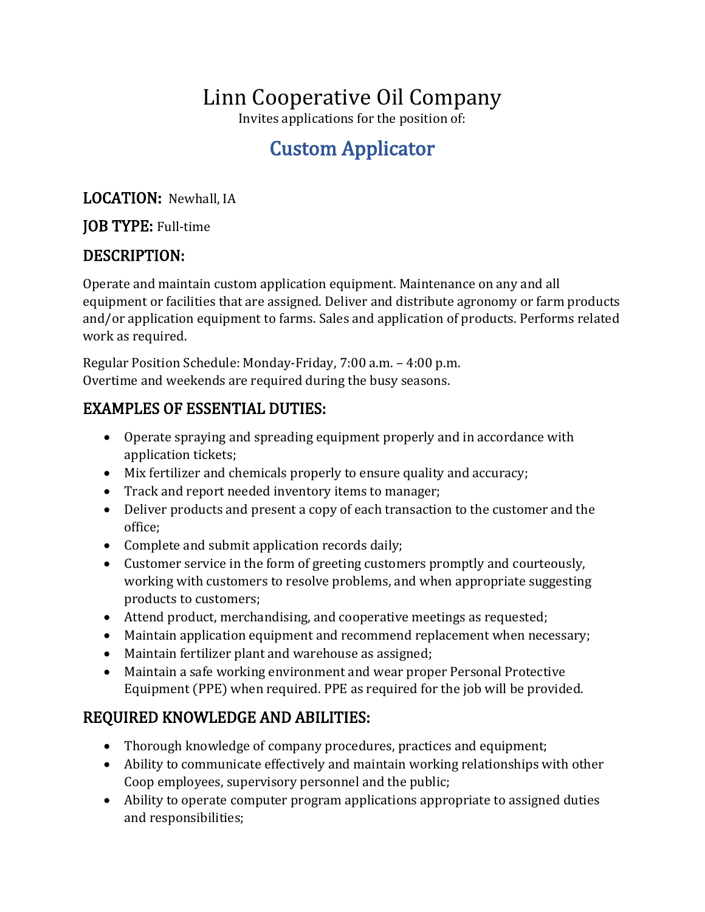# Linn Cooperative Oil Company

Invites applications for the position of:

## Custom Applicator

**LOCATION:** Newhall, IA

**JOB TYPE:** Full-time

### DESCRIPTION:

Operate and maintain custom application equipment. Maintenance on any and all equipment or facilities that are assigned. Deliver and distribute agronomy or farm products and/or application equipment to farms. Sales and application of products. Performs related work as required.

Regular Position Schedule: Monday-Friday, 7:00 a.m. – 4:00 p.m.
Overtime and weekends are required during the busy seasons.

### EXAMPLES OF ESSENTIAL DUTIES:

- Operate spraying and spreading equipment properly and in accordance with application tickets;
- Mix fertilizer and chemicals properly to ensure quality and accuracy;
- Track and report needed inventory items to manager;
- Deliver products and present a copy of each transaction to the customer and the office;
- Complete and submit application records daily;
- Customer service in the form of greeting customers promptly and courteously, working with customers to resolve problems, and when appropriate suggesting products to customers;
- Attend product, merchandising, and cooperative meetings as requested;
- Maintain application equipment and recommend replacement when necessary;
- Maintain fertilizer plant and warehouse as assigned;
- Maintain a safe working environment and wear proper Personal Protective Equipment (PPE) when required. PPE as required for the job will be provided.

### REQUIRED KNOWLEDGE AND ABILITIES:

- Thorough knowledge of company procedures, practices and equipment;
- Ability to communicate effectively and maintain working relationships with other Coop employees, supervisory personnel and the public;
- Ability to operate computer program applications appropriate to assigned duties and responsibilities;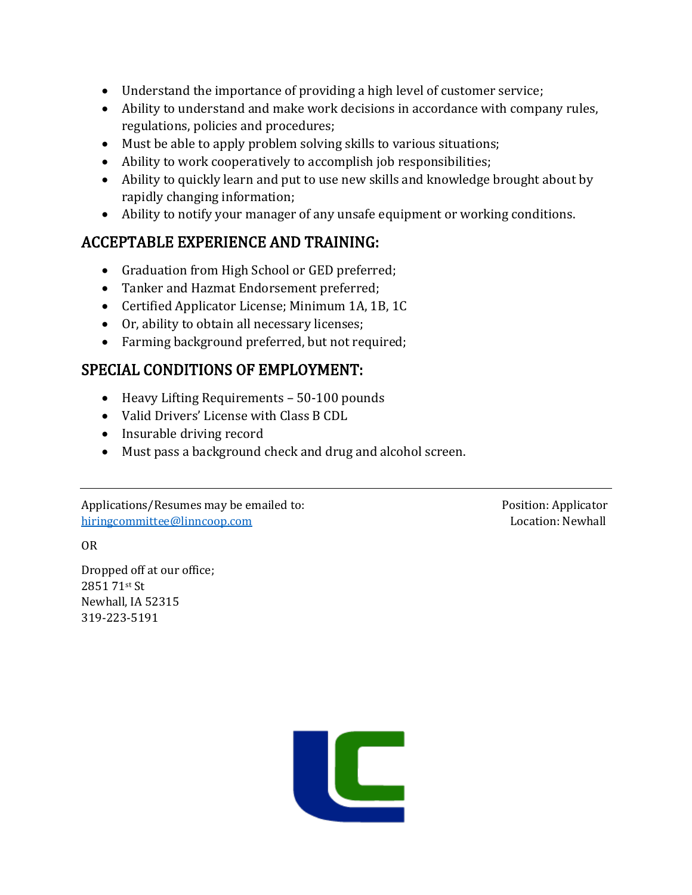- Understand the importance of providing a high level of customer service;
- Ability to understand and make work decisions in accordance with company rules, regulations, policies and procedures;
- Must be able to apply problem solving skills to various situations;
- Ability to work cooperatively to accomplish job responsibilities;
- Ability to quickly learn and put to use new skills and knowledge brought about by rapidly changing information;
- Ability to notify your manager of any unsafe equipment or working conditions.

## ACCEPTABLE EXPERIENCE AND TRAINING:

- Graduation from High School or GED preferred;
- Tanker and Hazmat Endorsement preferred;
- Certified Applicator License; Minimum 1A, 1B, 1C
- Or, ability to obtain all necessary licenses;
- Farming background preferred, but not required;

## SPECIAL CONDITIONS OF EMPLOYMENT:

- Heavy Lifting Requirements – 50-100 pounds
- Valid Drivers' License with Class B CDL
- Insurable driving record
- Must pass a background check and drug and alcohol screen.

---

Applications/Resumes may be emailed to:
hiringcommittee@linncoop.com

Position: Applicator
Location: Newhall

OR

Dropped off at our office;
2851 71st St
Newhall, IA 52315
319-223-5191